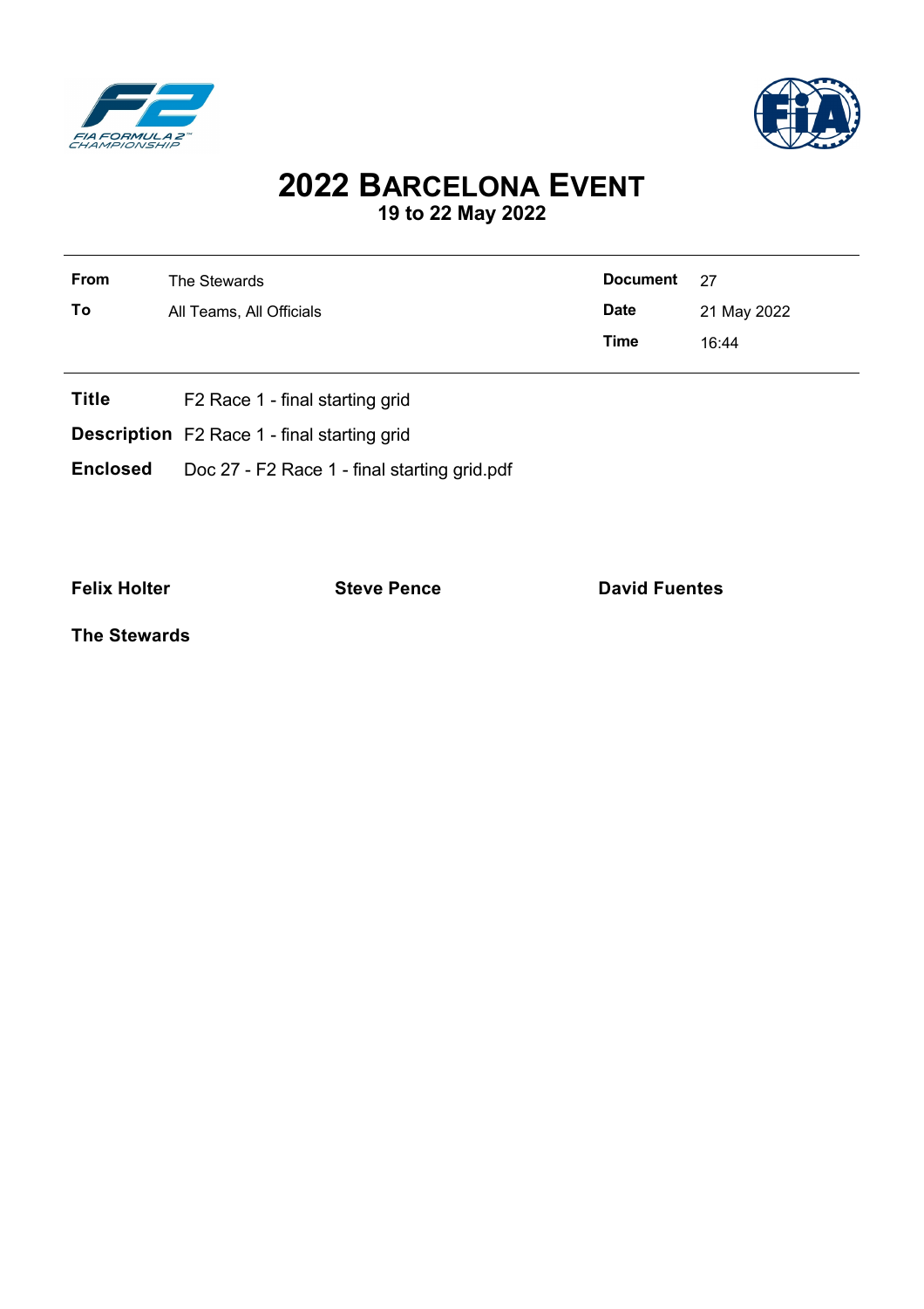# 2022 BARCELONA EVENT

## 19 to 22 May 2022

| | | | |
|---|---|---|---|
| **From** | The Stewards | **Document** | 27 |
| **To** | All Teams, All Officials | **Date** | 21 May 2022 |
| | | **Time** | 16:44 |

**Title** F2 Race 1 - final starting grid

**Description** F2 Race 1 - final starting grid

**Enclosed** Doc 27 - F2 Race 1 - final starting grid.pdf

**Felix Holter** **Steve Pence** **David Fuentes**

**The Stewards**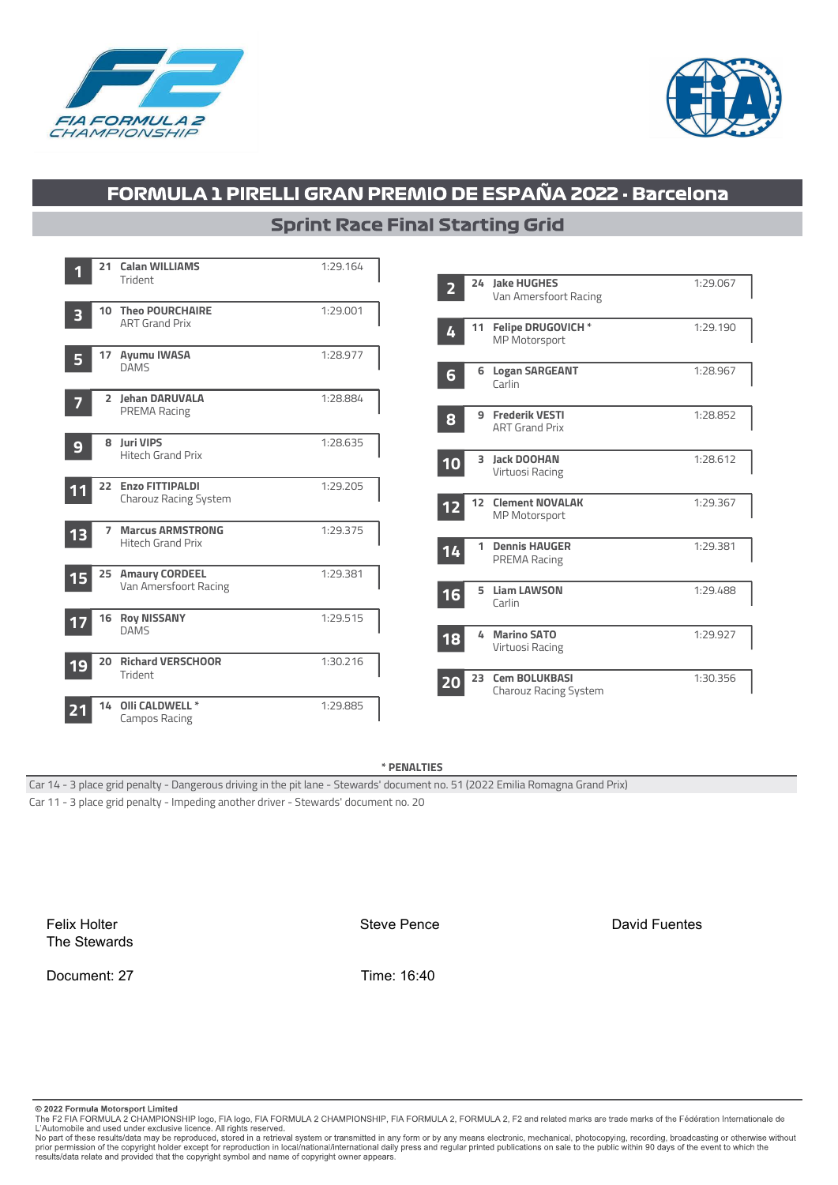# FORMULA 1 PIRELLI GRAN PREMIO DE ESPAÑA 2022 - Barcelona

## Sprint Race Final Starting Grid

| Pos | No | Driver | Team | Time |
|---|---|---|---|---|
| 1 | 21 | Calan WILLIAMS | Trident | 1:29.164 |
| 2 | 24 | Jake HUGHES | Van Amersfoort Racing | 1:29.067 |
| 3 | 10 | Theo POURCHAIRE | ART Grand Prix | 1:29.001 |
| 4 | 11 | Felipe DRUGOVICH * | MP Motorsport | 1:29.190 |
| 5 | 17 | Ayumu IWASA | DAMS | 1:28.977 |
| 6 | 6 | Logan SARGEANT | Carlin | 1:28.967 |
| 7 | 2 | Jehan DARUVALA | PREMA Racing | 1:28.884 |
| 8 | 9 | Frederik VESTI | ART Grand Prix | 1:28.852 |
| 9 | 8 | Juri VIPS | Hitech Grand Prix | 1:28.635 |
| 10 | 3 | Jack DOOHAN | Virtuosi Racing | 1:28.612 |
| 11 | 22 | Enzo FITTIPALDI | Charouz Racing System | 1:29.205 |
| 12 | 12 | Clement NOVALAK | MP Motorsport | 1:29.367 |
| 13 | 7 | Marcus ARMSTRONG | Hitech Grand Prix | 1:29.375 |
| 14 | 1 | Dennis HAUGER | PREMA Racing | 1:29.381 |
| 15 | 25 | Amaury CORDEEL | Van Amersfoort Racing | 1:29.381 |
| 16 | 5 | Liam LAWSON | Carlin | 1:29.488 |
| 17 | 16 | Roy NISSANY | DAMS | 1:29.515 |
| 18 | 4 | Marino SATO | Virtuosi Racing | 1:29.927 |
| 19 | 20 | Richard VERSCHOOR | Trident | 1:30.216 |
| 20 | 23 | Cem BOLUKBASI | Charouz Racing System | 1:30.356 |
| 21 | 14 | Olli CALDWELL * | Campos Racing | 1:29.885 |

**\* PENALTIES**

Car 14 - 3 place grid penalty - Dangerous driving in the pit lane - Stewards' document no. 51 (2022 Emilia Romagna Grand Prix)

Car 11 - 3 place grid penalty - Impeding another driver - Stewards' document no. 20

Felix Holter — Steve Pence — David Fuentes

The Stewards

Document: 27

Time: 16:40

© 2022 Formula Motorsport Limited
The F2 FIA FORMULA 2 CHAMPIONSHIP logo, FIA logo, FIA FORMULA 2 CHAMPIONSHIP, FIA FORMULA 2, FORMULA 2, F2 and related marks are trade marks of the Fédération Internationale de L'Automobile and used under exclusive licence. All rights reserved.
No part of these results/data may be reproduced, stored in a retrieval system or transmitted in any form or by any means electronic, mechanical, photocopying, recording, broadcasting or otherwise without prior permission of the copyright holder except for reproduction in local/national/international daily press and regular printed publications on sale to the public within 90 days of the event to which the results/data relate and provided that the copyright symbol and name of copyright owner appears.